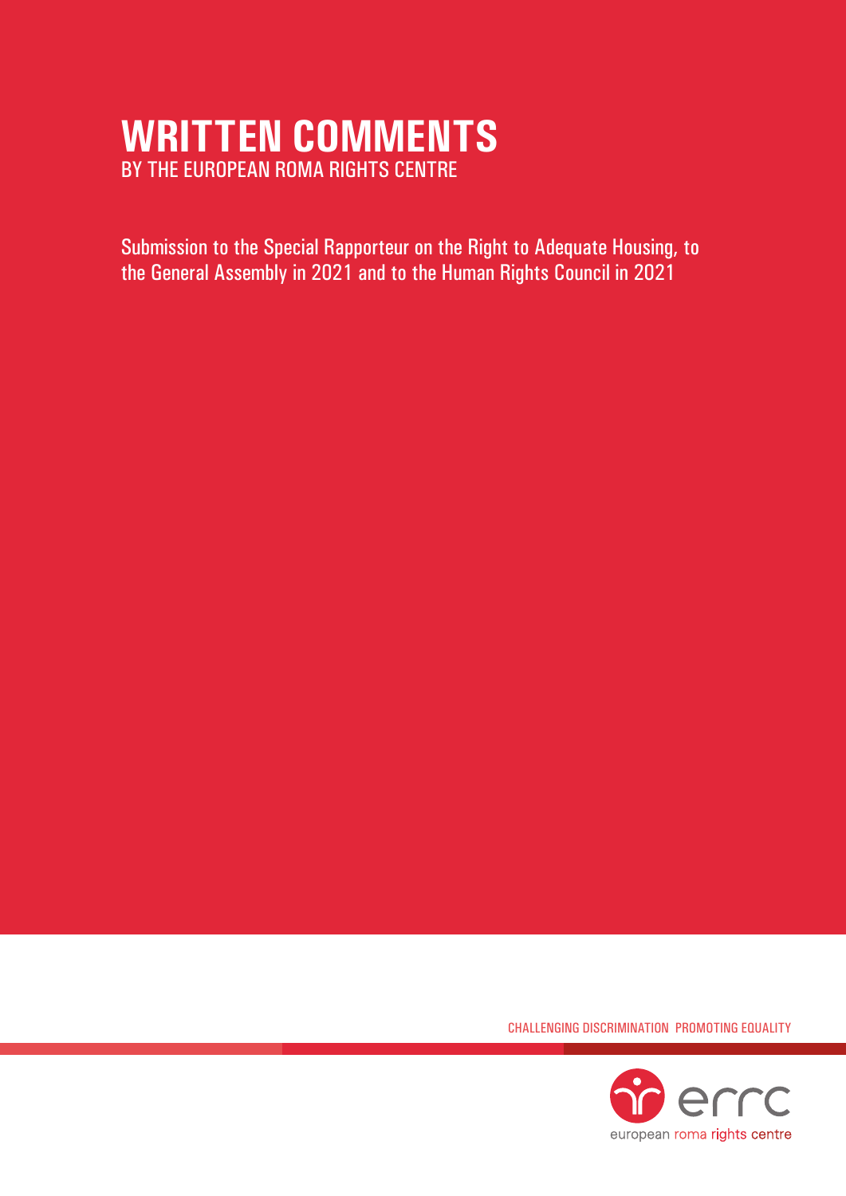# WRITTEN COMMENTS

BY THE EUROPEAN ROMA RIGHTS CENTRE

Submission to the Special Rapporteur on the Right to Adequate Housing, to the General Assembly in 2021 and to the Human Rights Council in 2021

CHALLENGING DISCRIMINATION PROMOTING EQUALITY

errc

european roma rights centre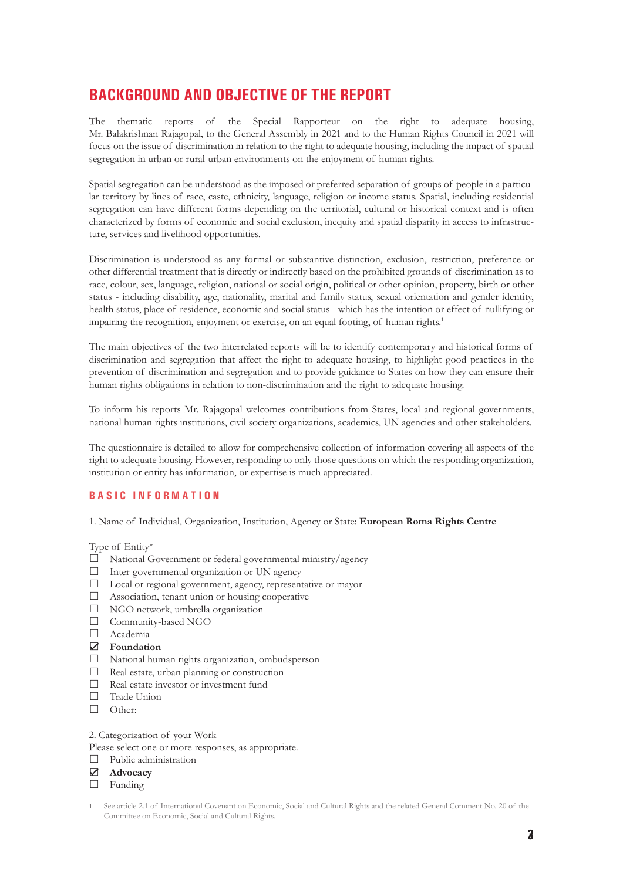## BACKGROUND AND OBJECTIVE OF THE REPORT

The thematic reports of the Special Rapporteur on the right to adequate housing, Mr. Balakrishnan Rajagopal, to the General Assembly in 2021 and to the Human Rights Council in 2021 will focus on the issue of discrimination in relation to the right to adequate housing, including the impact of spatial segregation in urban or rural-urban environments on the enjoyment of human rights.

Spatial segregation can be understood as the imposed or preferred separation of groups of people in a particular territory by lines of race, caste, ethnicity, language, religion or income status. Spatial, including residential segregation can have different forms depending on the territorial, cultural or historical context and is often characterized by forms of economic and social exclusion, inequity and spatial disparity in access to infrastructure, services and livelihood opportunities.

Discrimination is understood as any formal or substantive distinction, exclusion, restriction, preference or other differential treatment that is directly or indirectly based on the prohibited grounds of discrimination as to race, colour, sex, language, religion, national or social origin, political or other opinion, property, birth or other status - including disability, age, nationality, marital and family status, sexual orientation and gender identity, health status, place of residence, economic and social status - which has the intention or effect of nullifying or impairing the recognition, enjoyment or exercise, on an equal footing, of human rights.[1]

The main objectives of the two interrelated reports will be to identify contemporary and historical forms of discrimination and segregation that affect the right to adequate housing, to highlight good practices in the prevention of discrimination and segregation and to provide guidance to States on how they can ensure their human rights obligations in relation to non-discrimination and the right to adequate housing.

To inform his reports Mr. Rajagopal welcomes contributions from States, local and regional governments, national human rights institutions, civil society organizations, academics, UN agencies and other stakeholders.

The questionnaire is detailed to allow for comprehensive collection of information covering all aspects of the right to adequate housing. However, responding to only those questions on which the responding organization, institution or entity has information, or expertise is much appreciated.

### BASIC INFORMATION

1. Name of Individual, Organization, Institution, Agency or State: **European Roma Rights Centre**

Type of Entity*

- ☐ National Government or federal governmental ministry/agency
- ☐ Inter-governmental organization or UN agency
- ☐ Local or regional government, agency, representative or mayor
- ☐ Association, tenant union or housing cooperative
- ☐ NGO network, umbrella organization
- ☐ Community-based NGO
- ☐ Academia
- ☑ **Foundation**
- ☐ National human rights organization, ombudsperson
- ☐ Real estate, urban planning or construction
- ☐ Real estate investor or investment fund
- ☐ Trade Union
- ☐ Other:

2. Categorization of your Work

Please select one or more responses, as appropriate.

- ☐ Public administration
- ☑ **Advocacy**
- ☐ Funding

[1] See article 2.1 of International Covenant on Economic, Social and Cultural Rights and the related General Comment No. 20 of the Committee on Economic, Social and Cultural Rights.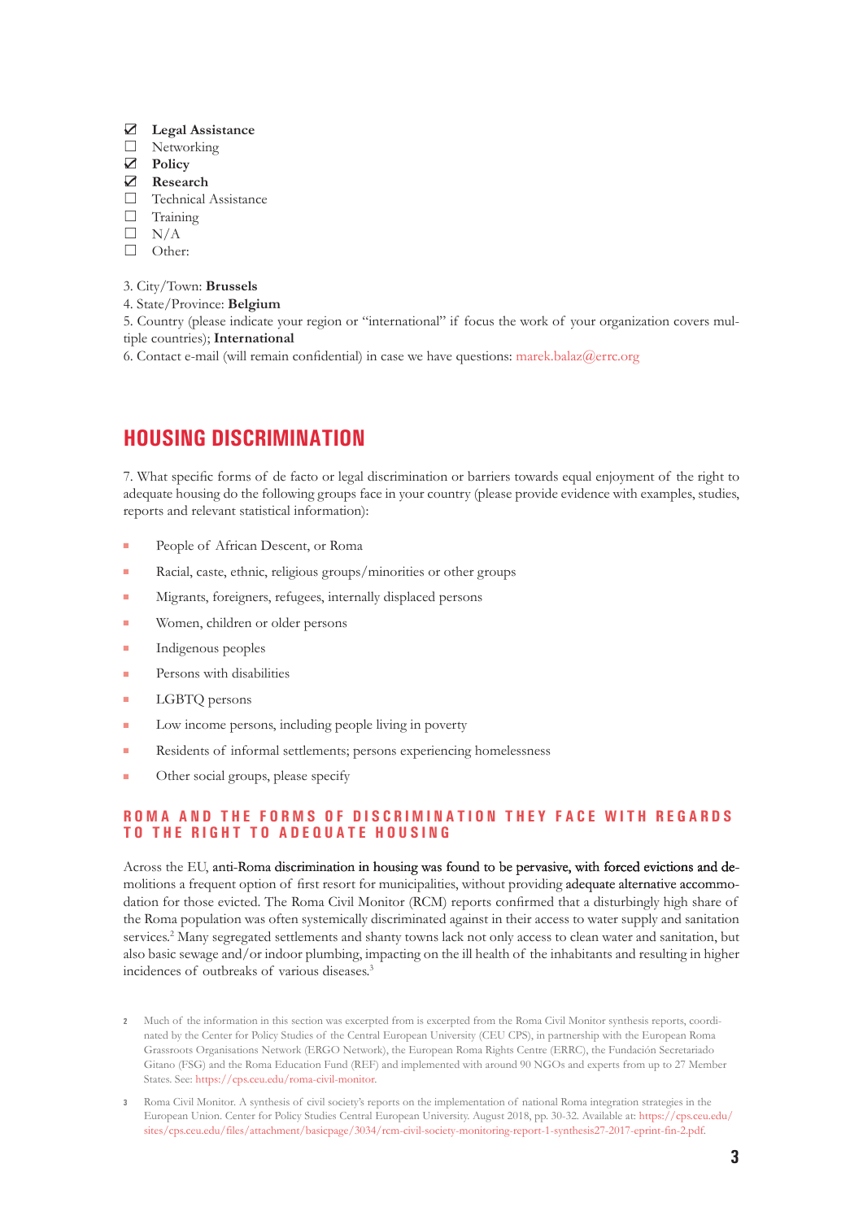- ☑ **Legal Assistance**
- ☐ Networking
- ☑ **Policy**
- ☑ **Research**
- ☐ Technical Assistance
- ☐ Training
- ☐ N/A
- ☐ Other:

3. City/Town: **Brussels**

4. State/Province: **Belgium**

5. Country (please indicate your region or "international" if focus the work of your organization covers multiple countries); **International**

6. Contact e-mail (will remain confidential) in case we have questions: marek.balaz@errc.org

## HOUSING DISCRIMINATION

7. What specific forms of de facto or legal discrimination or barriers towards equal enjoyment of the right to adequate housing do the following groups face in your country (please provide evidence with examples, studies, reports and relevant statistical information):

- People of African Descent, or Roma
- Racial, caste, ethnic, religious groups/minorities or other groups
- Migrants, foreigners, refugees, internally displaced persons
- Women, children or older persons
- Indigenous peoples
- Persons with disabilities
- LGBTQ persons
- Low income persons, including people living in poverty
- Residents of informal settlements; persons experiencing homelessness
- Other social groups, please specify

### ROMA AND THE FORMS OF DISCRIMINATION THEY FACE WITH REGARDS TO THE RIGHT TO ADEQUATE HOUSING

Across the EU, anti-Roma discrimination in housing was found to be pervasive, with forced evictions and demolitions a frequent option of first resort for municipalities, without providing adequate alternative accommodation for those evicted. The Roma Civil Monitor (RCM) reports confirmed that a disturbingly high share of the Roma population was often systemically discriminated against in their access to water supply and sanitation services.[2] Many segregated settlements and shanty towns lack not only access to clean water and sanitation, but also basic sewage and/or indoor plumbing, impacting on the ill health of the inhabitants and resulting in higher incidences of outbreaks of various diseases.[3]

[2] Much of the information in this section was excerpted from is excerpted from the Roma Civil Monitor synthesis reports, coordinated by the Center for Policy Studies of the Central European University (CEU CPS), in partnership with the European Roma Grassroots Organisations Network (ERGO Network), the European Roma Rights Centre (ERRC), the Fundación Secretariado Gitano (FSG) and the Roma Education Fund (REF) and implemented with around 90 NGOs and experts from up to 27 Member States. See: https://cps.ceu.edu/roma-civil-monitor.

[3] Roma Civil Monitor. A synthesis of civil society's reports on the implementation of national Roma integration strategies in the European Union. Center for Policy Studies Central European University. August 2018, pp. 30-32. Available at: https://cps.ceu.edu/sites/cps.ceu.edu/files/attachment/basicpage/3034/rcm-civil-society-monitoring-report-1-synthesis27-2017-eprint-fin-2.pdf.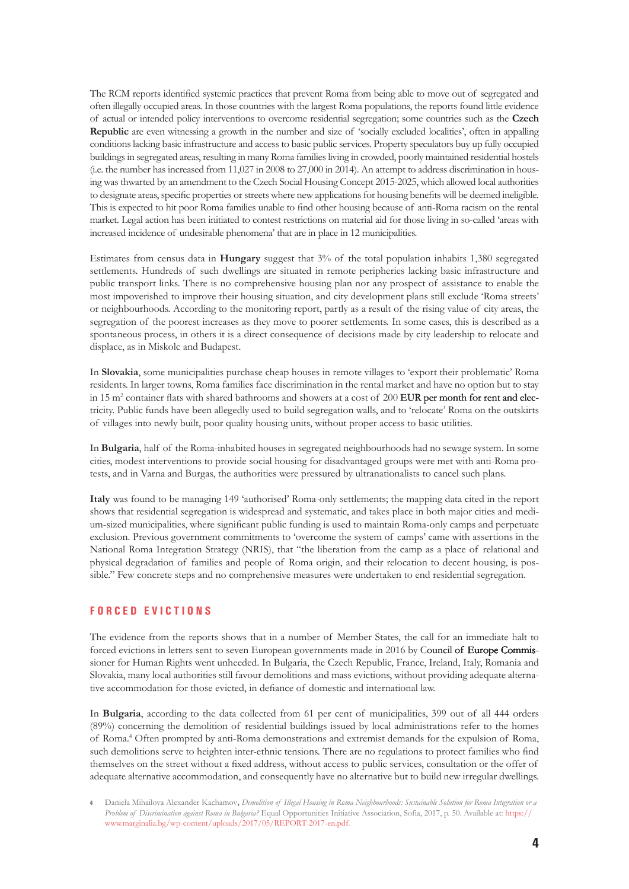The RCM reports identified systemic practices that prevent Roma from being able to move out of segregated and often illegally occupied areas. In those countries with the largest Roma populations, the reports found little evidence of actual or intended policy interventions to overcome residential segregation; some countries such as the **Czech Republic** are even witnessing a growth in the number and size of 'socially excluded localities', often in appalling conditions lacking basic infrastructure and access to basic public services. Property speculators buy up fully occupied buildings in segregated areas, resulting in many Roma families living in crowded, poorly maintained residential hostels (i.e. the number has increased from 11,027 in 2008 to 27,000 in 2014). An attempt to address discrimination in housing was thwarted by an amendment to the Czech Social Housing Concept 2015-2025, which allowed local authorities to designate areas, specific properties or streets where new applications for housing benefits will be deemed ineligible. This is expected to hit poor Roma families unable to find other housing because of anti-Roma racism on the rental market. Legal action has been initiated to contest restrictions on material aid for those living in so-called 'areas with increased incidence of undesirable phenomena' that are in place in 12 municipalities.

Estimates from census data in **Hungary** suggest that 3% of the total population inhabits 1,380 segregated settlements. Hundreds of such dwellings are situated in remote peripheries lacking basic infrastructure and public transport links. There is no comprehensive housing plan nor any prospect of assistance to enable the most impoverished to improve their housing situation, and city development plans still exclude 'Roma streets' or neighbourhoods. According to the monitoring report, partly as a result of the rising value of city areas, the segregation of the poorest increases as they move to poorer settlements. In some cases, this is described as a spontaneous process, in others it is a direct consequence of decisions made by city leadership to relocate and displace, as in Miskolc and Budapest.

In **Slovakia**, some municipalities purchase cheap houses in remote villages to 'export their problematic' Roma residents. In larger towns, Roma families face discrimination in the rental market and have no option but to stay in 15 $m^2$ container flats with shared bathrooms and showers at a cost of 200 EUR per month for rent and electricity. Public funds have been allegedly used to build segregation walls, and to 'relocate' Roma on the outskirts of villages into newly built, poor quality housing units, without proper access to basic utilities.

In **Bulgaria**, half of the Roma-inhabited houses in segregated neighbourhoods had no sewage system. In some cities, modest interventions to provide social housing for disadvantaged groups were met with anti-Roma protests, and in Varna and Burgas, the authorities were pressured by ultranationalists to cancel such plans.

**Italy** was found to be managing 149 'authorised' Roma-only settlements; the mapping data cited in the report shows that residential segregation is widespread and systematic, and takes place in both major cities and medium-sized municipalities, where significant public funding is used to maintain Roma-only camps and perpetuate exclusion. Previous government commitments to 'overcome the system of camps' came with assertions in the National Roma Integration Strategy (NRIS), that "the liberation from the camp as a place of relational and physical degradation of families and people of Roma origin, and their relocation to decent housing, is possible." Few concrete steps and no comprehensive measures were undertaken to end residential segregation.

## FORCED EVICTIONS

The evidence from the reports shows that in a number of Member States, the call for an immediate halt to forced evictions in letters sent to seven European governments made in 2016 by Council of Europe Commissioner for Human Rights went unheeded. In Bulgaria, the Czech Republic, France, Ireland, Italy, Romania and Slovakia, many local authorities still favour demolitions and mass evictions, without providing adequate alternative accommodation for those evicted, in defiance of domestic and international law.

In **Bulgaria**, according to the data collected from 61 per cent of municipalities, 399 out of all 444 orders (89%) concerning the demolition of residential buildings issued by local administrations refer to the homes of Roma.[4] Often prompted by anti-Roma demonstrations and extremist demands for the expulsion of Roma, such demolitions serve to heighten inter-ethnic tensions. There are no regulations to protect families who find themselves on the street without a fixed address, without access to public services, consultation or the offer of adequate alternative accommodation, and consequently have no alternative but to build new irregular dwellings.

4 Daniela Mihailova Alexander Kachamov, *Demolition of Illegal Housing in Roma Neighbourhoods: Sustainable Solution for Roma Integration or a Problem of Discrimination against Roma in Bulgaria?* Equal Opportunities Initiative Association, Sofia, 2017, p. 50. Available at: https://www.marginalia.bg/wp-content/uploads/2017/05/REPORT-2017-en.pdf.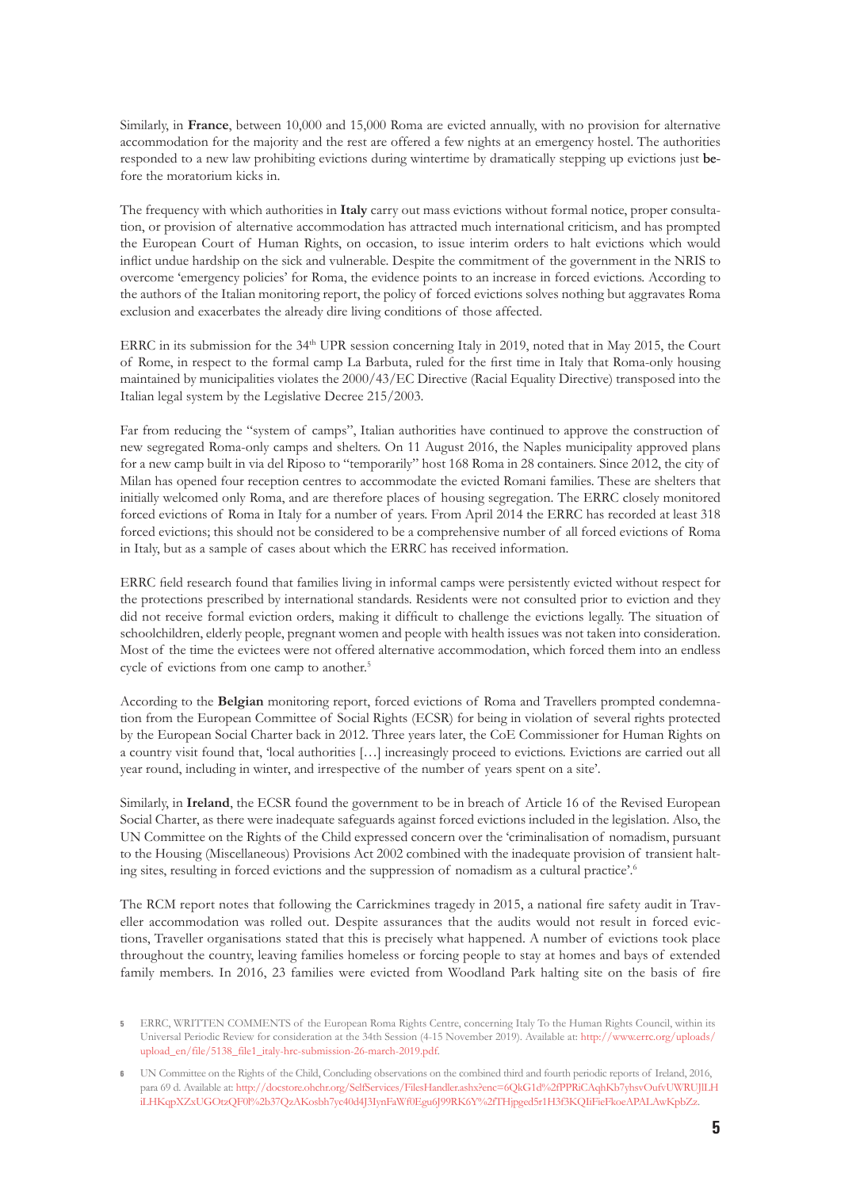Similarly, in **France**, between 10,000 and 15,000 Roma are evicted annually, with no provision for alternative accommodation for the majority and the rest are offered a few nights at an emergency hostel. The authorities responded to a new law prohibiting evictions during wintertime by dramatically stepping up evictions just before the moratorium kicks in.

The frequency with which authorities in **Italy** carry out mass evictions without formal notice, proper consultation, or provision of alternative accommodation has attracted much international criticism, and has prompted the European Court of Human Rights, on occasion, to issue interim orders to halt evictions which would inflict undue hardship on the sick and vulnerable. Despite the commitment of the government in the NRIS to overcome 'emergency policies' for Roma, the evidence points to an increase in forced evictions. According to the authors of the Italian monitoring report, the policy of forced evictions solves nothing but aggravates Roma exclusion and exacerbates the already dire living conditions of those affected.

ERRC in its submission for the 34th UPR session concerning Italy in 2019, noted that in May 2015, the Court of Rome, in respect to the formal camp La Barbuta, ruled for the first time in Italy that Roma-only housing maintained by municipalities violates the 2000/43/EC Directive (Racial Equality Directive) transposed into the Italian legal system by the Legislative Decree 215/2003.

Far from reducing the "system of camps", Italian authorities have continued to approve the construction of new segregated Roma-only camps and shelters. On 11 August 2016, the Naples municipality approved plans for a new camp built in via del Riposo to "temporarily" host 168 Roma in 28 containers. Since 2012, the city of Milan has opened four reception centres to accommodate the evicted Romani families. These are shelters that initially welcomed only Roma, and are therefore places of housing segregation. The ERRC closely monitored forced evictions of Roma in Italy for a number of years. From April 2014 the ERRC has recorded at least 318 forced evictions; this should not be considered to be a comprehensive number of all forced evictions of Roma in Italy, but as a sample of cases about which the ERRC has received information.

ERRC field research found that families living in informal camps were persistently evicted without respect for the protections prescribed by international standards. Residents were not consulted prior to eviction and they did not receive formal eviction orders, making it difficult to challenge the evictions legally. The situation of schoolchildren, elderly people, pregnant women and people with health issues was not taken into consideration. Most of the time the evictees were not offered alternative accommodation, which forced them into an endless cycle of evictions from one camp to another.[5]

According to the **Belgian** monitoring report, forced evictions of Roma and Travellers prompted condemnation from the European Committee of Social Rights (ECSR) for being in violation of several rights protected by the European Social Charter back in 2012. Three years later, the CoE Commissioner for Human Rights on a country visit found that, 'local authorities […] increasingly proceed to evictions. Evictions are carried out all year round, including in winter, and irrespective of the number of years spent on a site'.

Similarly, in **Ireland**, the ECSR found the government to be in breach of Article 16 of the Revised European Social Charter, as there were inadequate safeguards against forced evictions included in the legislation. Also, the UN Committee on the Rights of the Child expressed concern over the 'criminalisation of nomadism, pursuant to the Housing (Miscellaneous) Provisions Act 2002 combined with the inadequate provision of transient halting sites, resulting in forced evictions and the suppression of nomadism as a cultural practice'.[6]

The RCM report notes that following the Carrickmines tragedy in 2015, a national fire safety audit in Traveller accommodation was rolled out. Despite assurances that the audits would not result in forced evictions, Traveller organisations stated that this is precisely what happened. A number of evictions took place throughout the country, leaving families homeless or forcing people to stay at homes and bays of extended family members. In 2016, 23 families were evicted from Woodland Park halting site on the basis of fire

---

5 ERRC, WRITTEN COMMENTS of the European Roma Rights Centre, concerning Italy To the Human Rights Council, within its Universal Periodic Review for consideration at the 34th Session (4-15 November 2019). Available at: http://www.errc.org/uploads/upload_en/file/5138_file1_italy-hrc-submission-26-march-2019.pdf.

6 UN Committee on the Rights of the Child, Concluding observations on the combined third and fourth periodic reports of Ireland, 2016, para 69 d. Available at: http://docstore.ohchr.org/SelfServices/FilesHandler.ashx?enc=6QkG1d%2fPPRiCAqhKb7yhsvOufvUWRUJlLHiLHKqpXZxUGOtzQF0l%2b37QzAKosbh7yc40d4J3IynFaWf0Egu6J99RK6Y%2fTHjpged5r1H3f3KQIiFieFkoeAPALAwKpbZz.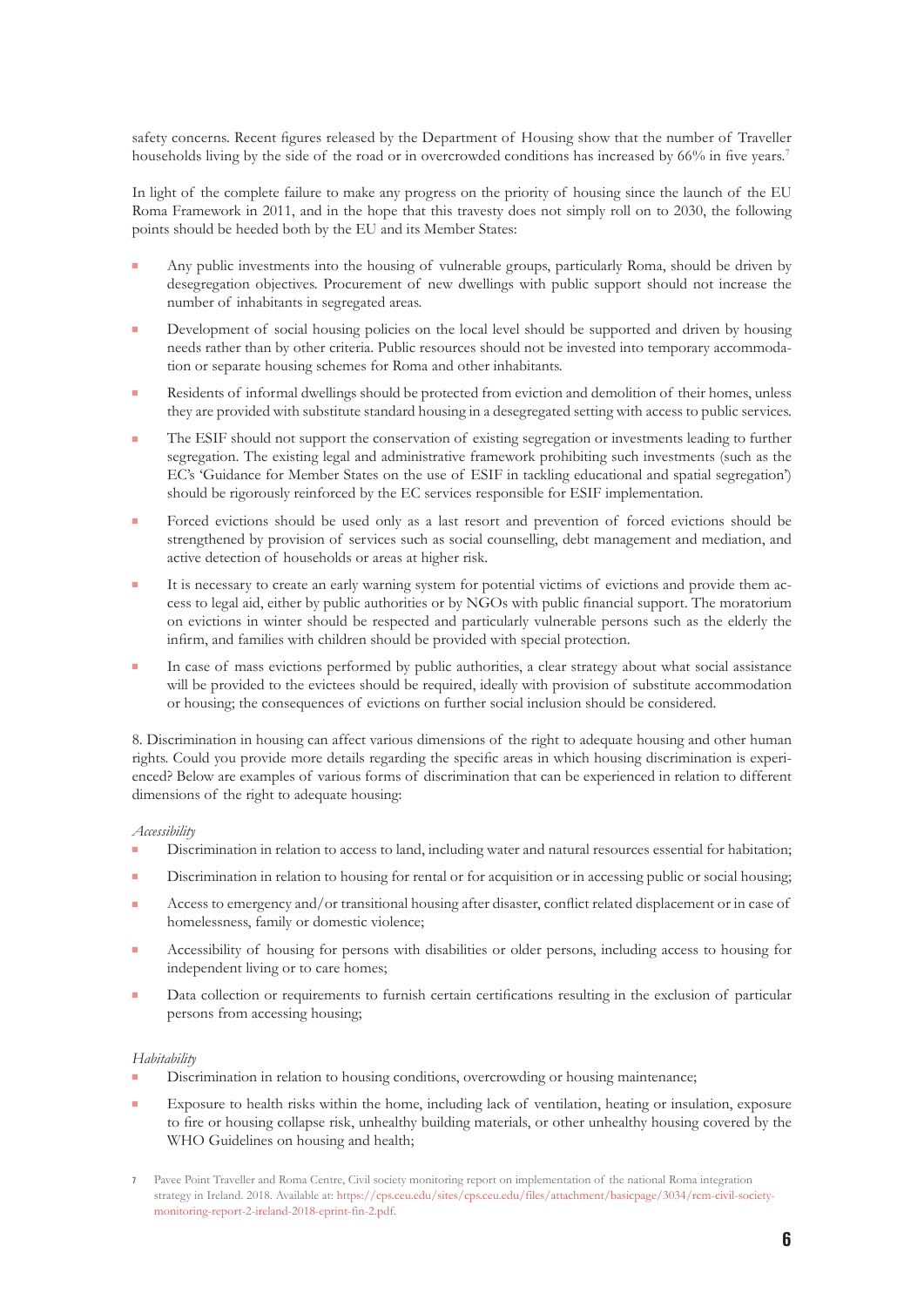safety concerns. Recent figures released by the Department of Housing show that the number of Traveller households living by the side of the road or in overcrowded conditions has increased by 66% in five years.[7]

In light of the complete failure to make any progress on the priority of housing since the launch of the EU Roma Framework in 2011, and in the hope that this travesty does not simply roll on to 2030, the following points should be heeded both by the EU and its Member States:

- Any public investments into the housing of vulnerable groups, particularly Roma, should be driven by desegregation objectives. Procurement of new dwellings with public support should not increase the number of inhabitants in segregated areas.
- Development of social housing policies on the local level should be supported and driven by housing needs rather than by other criteria. Public resources should not be invested into temporary accommodation or separate housing schemes for Roma and other inhabitants.
- Residents of informal dwellings should be protected from eviction and demolition of their homes, unless they are provided with substitute standard housing in a desegregated setting with access to public services.
- The ESIF should not support the conservation of existing segregation or investments leading to further segregation. The existing legal and administrative framework prohibiting such investments (such as the EC's 'Guidance for Member States on the use of ESIF in tackling educational and spatial segregation') should be rigorously reinforced by the EC services responsible for ESIF implementation.
- Forced evictions should be used only as a last resort and prevention of forced evictions should be strengthened by provision of services such as social counselling, debt management and mediation, and active detection of households or areas at higher risk.
- It is necessary to create an early warning system for potential victims of evictions and provide them access to legal aid, either by public authorities or by NGOs with public financial support. The moratorium on evictions in winter should be respected and particularly vulnerable persons such as the elderly the infirm, and families with children should be provided with special protection.
- In case of mass evictions performed by public authorities, a clear strategy about what social assistance will be provided to the evictees should be required, ideally with provision of substitute accommodation or housing; the consequences of evictions on further social inclusion should be considered.

8. Discrimination in housing can affect various dimensions of the right to adequate housing and other human rights. Could you provide more details regarding the specific areas in which housing discrimination is experienced? Below are examples of various forms of discrimination that can be experienced in relation to different dimensions of the right to adequate housing:

*Accessibility*

- Discrimination in relation to access to land, including water and natural resources essential for habitation;
- Discrimination in relation to housing for rental or for acquisition or in accessing public or social housing;
- Access to emergency and/or transitional housing after disaster, conflict related displacement or in case of homelessness, family or domestic violence;
- Accessibility of housing for persons with disabilities or older persons, including access to housing for independent living or to care homes;
- Data collection or requirements to furnish certain certifications resulting in the exclusion of particular persons from accessing housing;

*Habitability*

- Discrimination in relation to housing conditions, overcrowding or housing maintenance;
- Exposure to health risks within the home, including lack of ventilation, heating or insulation, exposure to fire or housing collapse risk, unhealthy building materials, or other unhealthy housing covered by the WHO Guidelines on housing and health;

[7] Pavee Point Traveller and Roma Centre, Civil society monitoring report on implementation of the national Roma integration strategy in Ireland. 2018. Available at: https://cps.ceu.edu/sites/cps.ceu.edu/files/attachment/basicpage/3034/rcm-civil-society-monitoring-report-2-ireland-2018-eprint-fin-2.pdf.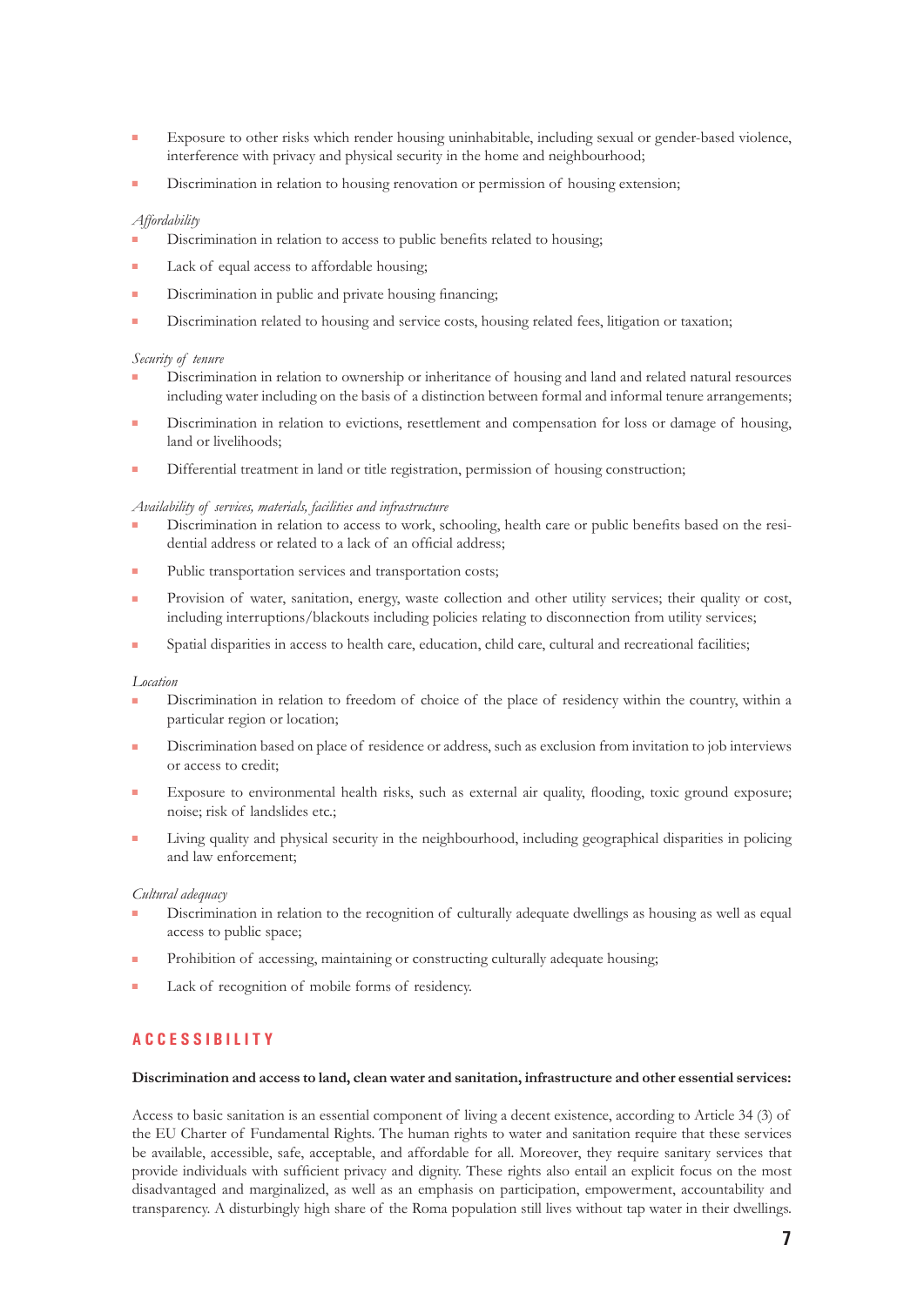- Exposure to other risks which render housing uninhabitable, including sexual or gender-based violence, interference with privacy and physical security in the home and neighbourhood;
- Discrimination in relation to housing renovation or permission of housing extension;

*Affordability*

- Discrimination in relation to access to public benefits related to housing;
- Lack of equal access to affordable housing;
- Discrimination in public and private housing financing;
- Discrimination related to housing and service costs, housing related fees, litigation or taxation;

*Security of tenure*

- Discrimination in relation to ownership or inheritance of housing and land and related natural resources including water including on the basis of a distinction between formal and informal tenure arrangements;
- Discrimination in relation to evictions, resettlement and compensation for loss or damage of housing, land or livelihoods;
- Differential treatment in land or title registration, permission of housing construction;

*Availability of services, materials, facilities and infrastructure*

- Discrimination in relation to access to work, schooling, health care or public benefits based on the residential address or related to a lack of an official address;
- Public transportation services and transportation costs;
- Provision of water, sanitation, energy, waste collection and other utility services; their quality or cost, including interruptions/blackouts including policies relating to disconnection from utility services;
- Spatial disparities in access to health care, education, child care, cultural and recreational facilities;

*Location*

- Discrimination in relation to freedom of choice of the place of residency within the country, within a particular region or location;
- Discrimination based on place of residence or address, such as exclusion from invitation to job interviews or access to credit;
- Exposure to environmental health risks, such as external air quality, flooding, toxic ground exposure; noise; risk of landslides etc.;
- Living quality and physical security in the neighbourhood, including geographical disparities in policing and law enforcement;

*Cultural adequacy*

- Discrimination in relation to the recognition of culturally adequate dwellings as housing as well as equal access to public space;
- Prohibition of accessing, maintaining or constructing culturally adequate housing;
- Lack of recognition of mobile forms of residency.

## ACCESSIBILITY

**Discrimination and access to land, clean water and sanitation, infrastructure and other essential services:**

Access to basic sanitation is an essential component of living a decent existence, according to Article 34 (3) of the EU Charter of Fundamental Rights. The human rights to water and sanitation require that these services be available, accessible, safe, acceptable, and affordable for all. Moreover, they require sanitary services that provide individuals with sufficient privacy and dignity. These rights also entail an explicit focus on the most disadvantaged and marginalized, as well as an emphasis on participation, empowerment, accountability and transparency. A disturbingly high share of the Roma population still lives without tap water in their dwellings.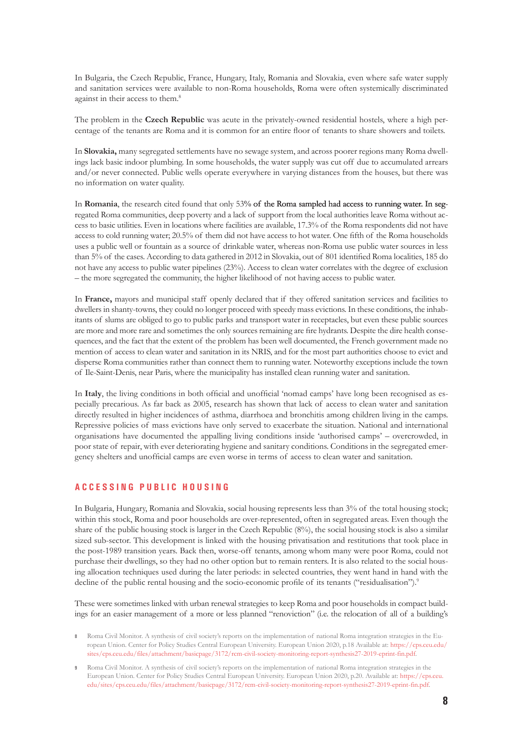In Bulgaria, the Czech Republic, France, Hungary, Italy, Romania and Slovakia, even where safe water supply and sanitation services were available to non-Roma households, Roma were often systemically discriminated against in their access to them.[8]

The problem in the **Czech Republic** was acute in the privately-owned residential hostels, where a high percentage of the tenants are Roma and it is common for an entire floor of tenants to share showers and toilets.

In **Slovakia,** many segregated settlements have no sewage system, and across poorer regions many Roma dwellings lack basic indoor plumbing. In some households, the water supply was cut off due to accumulated arrears and/or never connected. Public wells operate everywhere in varying distances from the houses, but there was no information on water quality.

In **Romania**, the research cited found that only 53% of the Roma sampled had access to running water. In segregated Roma communities, deep poverty and a lack of support from the local authorities leave Roma without access to basic utilities. Even in locations where facilities are available, 17.3% of the Roma respondents did not have access to cold running water; 20.5% of them did not have access to hot water. One fifth of the Roma households uses a public well or fountain as a source of drinkable water, whereas non-Roma use public water sources in less than 5% of the cases. According to data gathered in 2012 in Slovakia, out of 801 identified Roma localities, 185 do not have any access to public water pipelines (23%). Access to clean water correlates with the degree of exclusion – the more segregated the community, the higher likelihood of not having access to public water.

In **France,** mayors and municipal staff openly declared that if they offered sanitation services and facilities to dwellers in shanty-towns, they could no longer proceed with speedy mass evictions. In these conditions, the inhabitants of slums are obliged to go to public parks and transport water in receptacles, but even these public sources are more and more rare and sometimes the only sources remaining are fire hydrants. Despite the dire health consequences, and the fact that the extent of the problem has been well documented, the French government made no mention of access to clean water and sanitation in its NRIS, and for the most part authorities choose to evict and disperse Roma communities rather than connect them to running water. Noteworthy exceptions include the town of Ile-Saint-Denis, near Paris, where the municipality has installed clean running water and sanitation.

In **Italy**, the living conditions in both official and unofficial 'nomad camps' have long been recognised as especially precarious. As far back as 2005, research has shown that lack of access to clean water and sanitation directly resulted in higher incidences of asthma, diarrhoea and bronchitis among children living in the camps. Repressive policies of mass evictions have only served to exacerbate the situation. National and international organisations have documented the appalling living conditions inside 'authorised camps' – overcrowded, in poor state of repair, with ever deteriorating hygiene and sanitary conditions. Conditions in the segregated emergency shelters and unofficial camps are even worse in terms of access to clean water and sanitation.

## ACCESSING PUBLIC HOUSING

In Bulgaria, Hungary, Romania and Slovakia, social housing represents less than 3% of the total housing stock; within this stock, Roma and poor households are over-represented, often in segregated areas. Even though the share of the public housing stock is larger in the Czech Republic (8%), the social housing stock is also a similar sized sub-sector. This development is linked with the housing privatisation and restitutions that took place in the post-1989 transition years. Back then, worse-off tenants, among whom many were poor Roma, could not purchase their dwellings, so they had no other option but to remain renters. It is also related to the social housing allocation techniques used during the later periods: in selected countries, they went hand in hand with the decline of the public rental housing and the socio-economic profile of its tenants ("residualisation").[9]

These were sometimes linked with urban renewal strategies to keep Roma and poor households in compact buildings for an easier management of a more or less planned "renoviction" (i.e. the relocation of all of a building's

[8] Roma Civil Monitor. A synthesis of civil society's reports on the implementation of national Roma integration strategies in the European Union. Center for Policy Studies Central European University. European Union 2020, p.18 Available at: https://cps.ceu.edu/sites/cps.ceu.edu/files/attachment/basicpage/3172/rcm-civil-society-monitoring-report-synthesis27-2019-eprint-fin.pdf.

[9] Roma Civil Monitor. A synthesis of civil society's reports on the implementation of national Roma integration strategies in the European Union. Center for Policy Studies Central European University. European Union 2020, p.20. Available at: https://cps.ceu.edu/sites/cps.ceu.edu/files/attachment/basicpage/3172/rcm-civil-society-monitoring-report-synthesis27-2019-eprint-fin.pdf.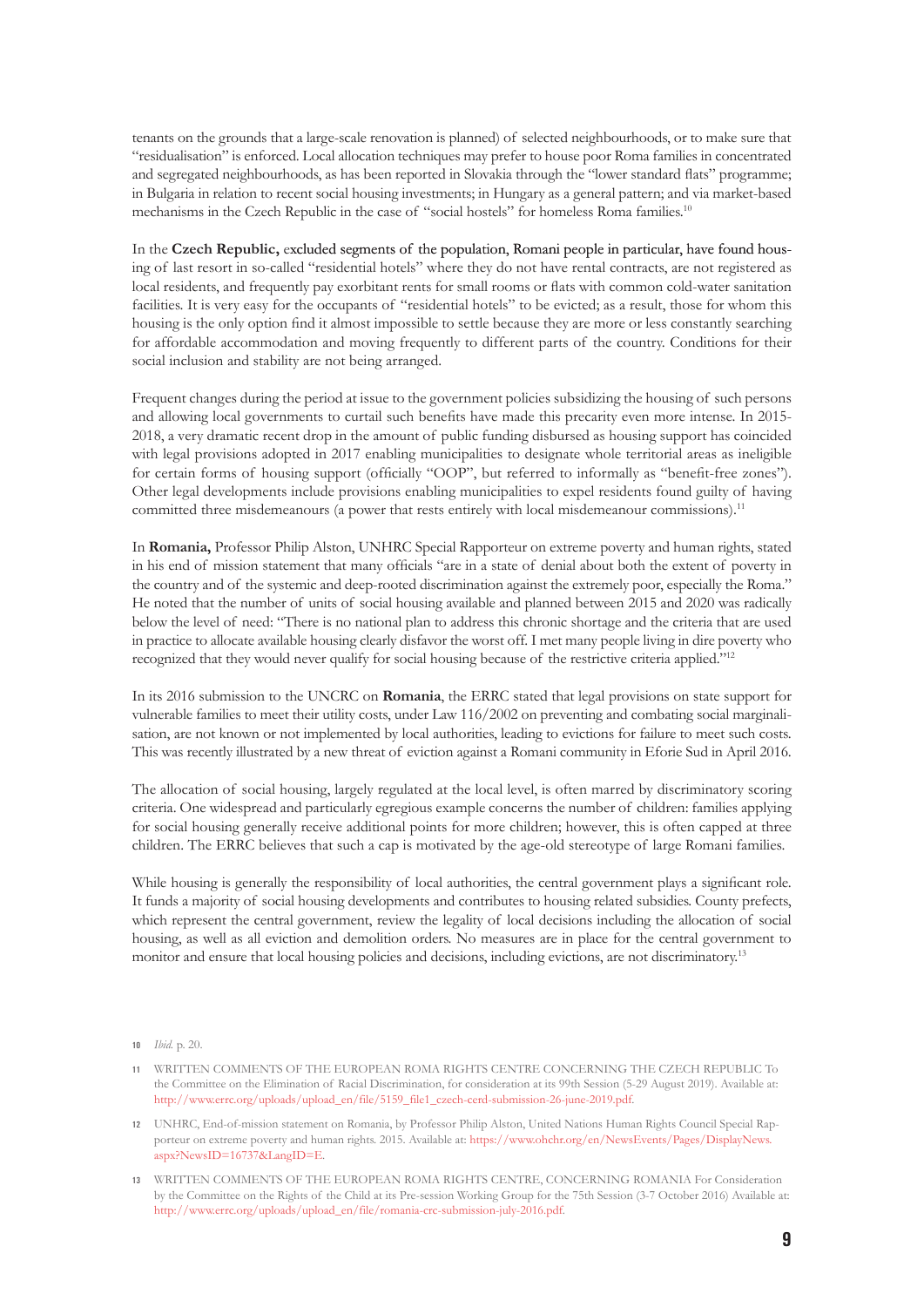tenants on the grounds that a large-scale renovation is planned) of selected neighbourhoods, or to make sure that "residualisation" is enforced. Local allocation techniques may prefer to house poor Roma families in concentrated and segregated neighbourhoods, as has been reported in Slovakia through the "lower standard flats" programme; in Bulgaria in relation to recent social housing investments; in Hungary as a general pattern; and via market-based mechanisms in the Czech Republic in the case of "social hostels" for homeless Roma families.[10]

In the **Czech Republic,** excluded segments of the population, Romani people in particular, have found housing of last resort in so-called "residential hotels" where they do not have rental contracts, are not registered as local residents, and frequently pay exorbitant rents for small rooms or flats with common cold-water sanitation facilities. It is very easy for the occupants of "residential hotels" to be evicted; as a result, those for whom this housing is the only option find it almost impossible to settle because they are more or less constantly searching for affordable accommodation and moving frequently to different parts of the country. Conditions for their social inclusion and stability are not being arranged.

Frequent changes during the period at issue to the government policies subsidizing the housing of such persons and allowing local governments to curtail such benefits have made this precarity even more intense. In 2015-2018, a very dramatic recent drop in the amount of public funding disbursed as housing support has coincided with legal provisions adopted in 2017 enabling municipalities to designate whole territorial areas as ineligible for certain forms of housing support (officially "OOP", but referred to informally as "benefit-free zones"). Other legal developments include provisions enabling municipalities to expel residents found guilty of having committed three misdemeanours (a power that rests entirely with local misdemeanour commissions).[11]

In **Romania,** Professor Philip Alston, UNHRC Special Rapporteur on extreme poverty and human rights, stated in his end of mission statement that many officials "are in a state of denial about both the extent of poverty in the country and of the systemic and deep-rooted discrimination against the extremely poor, especially the Roma." He noted that the number of units of social housing available and planned between 2015 and 2020 was radically below the level of need: "There is no national plan to address this chronic shortage and the criteria that are used in practice to allocate available housing clearly disfavor the worst off. I met many people living in dire poverty who recognized that they would never qualify for social housing because of the restrictive criteria applied."[12]

In its 2016 submission to the UNCRC on **Romania**, the ERRC stated that legal provisions on state support for vulnerable families to meet their utility costs, under Law 116/2002 on preventing and combating social marginalisation, are not known or not implemented by local authorities, leading to evictions for failure to meet such costs. This was recently illustrated by a new threat of eviction against a Romani community in Eforie Sud in April 2016.

The allocation of social housing, largely regulated at the local level, is often marred by discriminatory scoring criteria. One widespread and particularly egregious example concerns the number of children: families applying for social housing generally receive additional points for more children; however, this is often capped at three children. The ERRC believes that such a cap is motivated by the age-old stereotype of large Romani families.

While housing is generally the responsibility of local authorities, the central government plays a significant role. It funds a majority of social housing developments and contributes to housing related subsidies. County prefects, which represent the central government, review the legality of local decisions including the allocation of social housing, as well as all eviction and demolition orders. No measures are in place for the central government to monitor and ensure that local housing policies and decisions, including evictions, are not discriminatory.[13]

---

[10] *Ibid.* p. 20.

[11] WRITTEN COMMENTS OF THE EUROPEAN ROMA RIGHTS CENTRE CONCERNING THE CZECH REPUBLIC To the Committee on the Elimination of Racial Discrimination, for consideration at its 99th Session (5-29 August 2019). Available at: http://www.errc.org/uploads/upload_en/file/5159_file1_czech-cerd-submission-26-june-2019.pdf.

[12] UNHRC, End-of-mission statement on Romania, by Professor Philip Alston, United Nations Human Rights Council Special Rapporteur on extreme poverty and human rights. 2015. Available at: https://www.ohchr.org/en/NewsEvents/Pages/DisplayNews.aspx?NewsID=16737&LangID=E.

[13] WRITTEN COMMENTS OF THE EUROPEAN ROMA RIGHTS CENTRE, CONCERNING ROMANIA For Consideration by the Committee on the Rights of the Child at its Pre-session Working Group for the 75th Session (3-7 October 2016) Available at: http://www.errc.org/uploads/upload_en/file/romania-crc-submission-july-2016.pdf.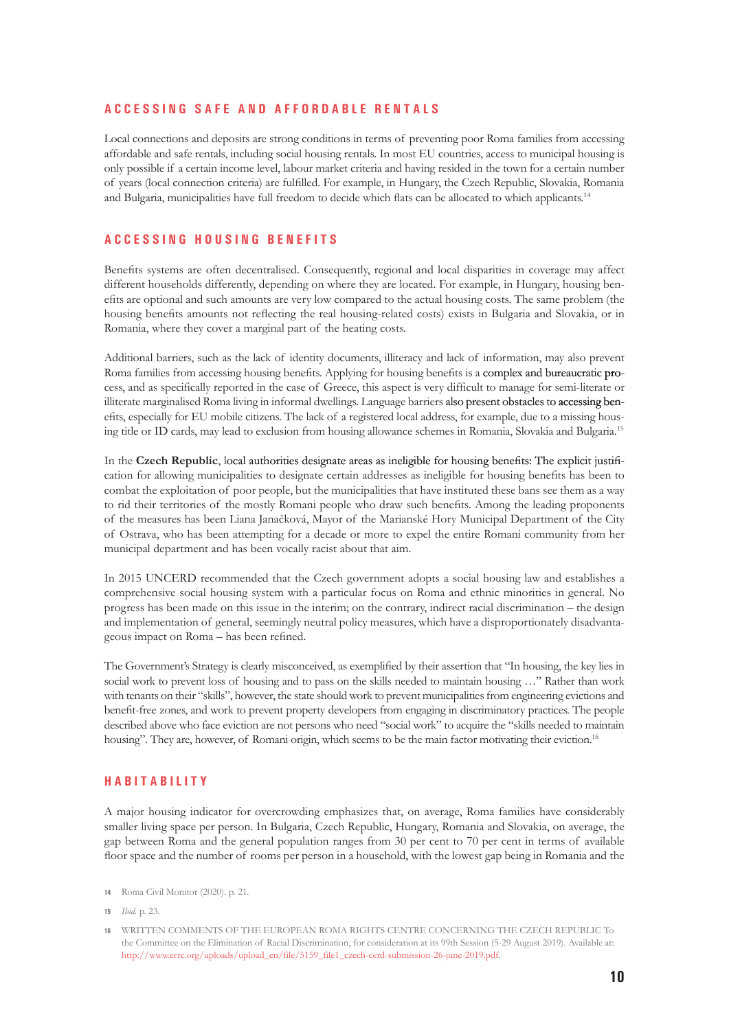## ACCESSING SAFE AND AFFORDABLE RENTALS

Local connections and deposits are strong conditions in terms of preventing poor Roma families from accessing affordable and safe rentals, including social housing rentals. In most EU countries, access to municipal housing is only possible if a certain income level, labour market criteria and having resided in the town for a certain number of years (local connection criteria) are fulfilled. For example, in Hungary, the Czech Republic, Slovakia, Romania and Bulgaria, municipalities have full freedom to decide which flats can be allocated to which applicants.[14]

## ACCESSING HOUSING BENEFITS

Benefits systems are often decentralised. Consequently, regional and local disparities in coverage may affect different households differently, depending on where they are located. For example, in Hungary, housing benefits are optional and such amounts are very low compared to the actual housing costs. The same problem (the housing benefits amounts not reflecting the real housing-related costs) exists in Bulgaria and Slovakia, or in Romania, where they cover a marginal part of the heating costs.

Additional barriers, such as the lack of identity documents, illiteracy and lack of information, may also prevent Roma families from accessing housing benefits. Applying for housing benefits is a complex and bureaucratic process, and as specifically reported in the case of Greece, this aspect is very difficult to manage for semi-literate or illiterate marginalised Roma living in informal dwellings. Language barriers also present obstacles to accessing benefits, especially for EU mobile citizens. The lack of a registered local address, for example, due to a missing housing title or ID cards, may lead to exclusion from housing allowance schemes in Romania, Slovakia and Bulgaria.[15]

In the **Czech Republic**, local authorities designate areas as ineligible for housing benefits: The explicit justification for allowing municipalities to designate certain addresses as ineligible for housing benefits has been to combat the exploitation of poor people, but the municipalities that have instituted these bans see them as a way to rid their territories of the mostly Romani people who draw such benefits. Among the leading proponents of the measures has been Liana Janačková, Mayor of the Marianské Hory Municipal Department of the City of Ostrava, who has been attempting for a decade or more to expel the entire Romani community from her municipal department and has been vocally racist about that aim.

In 2015 UNCERD recommended that the Czech government adopts a social housing law and establishes a comprehensive social housing system with a particular focus on Roma and ethnic minorities in general. No progress has been made on this issue in the interim; on the contrary, indirect racial discrimination – the design and implementation of general, seemingly neutral policy measures, which have a disproportionately disadvantageous impact on Roma – has been refined.

The Government's Strategy is clearly misconceived, as exemplified by their assertion that "In housing, the key lies in social work to prevent loss of housing and to pass on the skills needed to maintain housing …" Rather than work with tenants on their "skills", however, the state should work to prevent municipalities from engineering evictions and benefit-free zones, and work to prevent property developers from engaging in discriminatory practices. The people described above who face eviction are not persons who need "social work" to acquire the "skills needed to maintain housing". They are, however, of Romani origin, which seems to be the main factor motivating their eviction.[16]

## HABITABILITY

A major housing indicator for overcrowding emphasizes that, on average, Roma families have considerably smaller living space per person. In Bulgaria, Czech Republic, Hungary, Romania and Slovakia, on average, the gap between Roma and the general population ranges from 30 per cent to 70 per cent in terms of available floor space and the number of rooms per person in a household, with the lowest gap being in Romania and the

---

14 Roma Civil Monitor (2020). p. 21.

15 *Ibid.* p. 23.

16 WRITTEN COMMENTS OF THE EUROPEAN ROMA RIGHTS CENTRE CONCERNING THE CZECH REPUBLIC To the Committee on the Elimination of Racial Discrimination, for consideration at its 99th Session (5-29 August 2019). Available at: http://www.errc.org/uploads/upload_en/file/5159_file1_czech-cerd-submission-26-june-2019.pdf.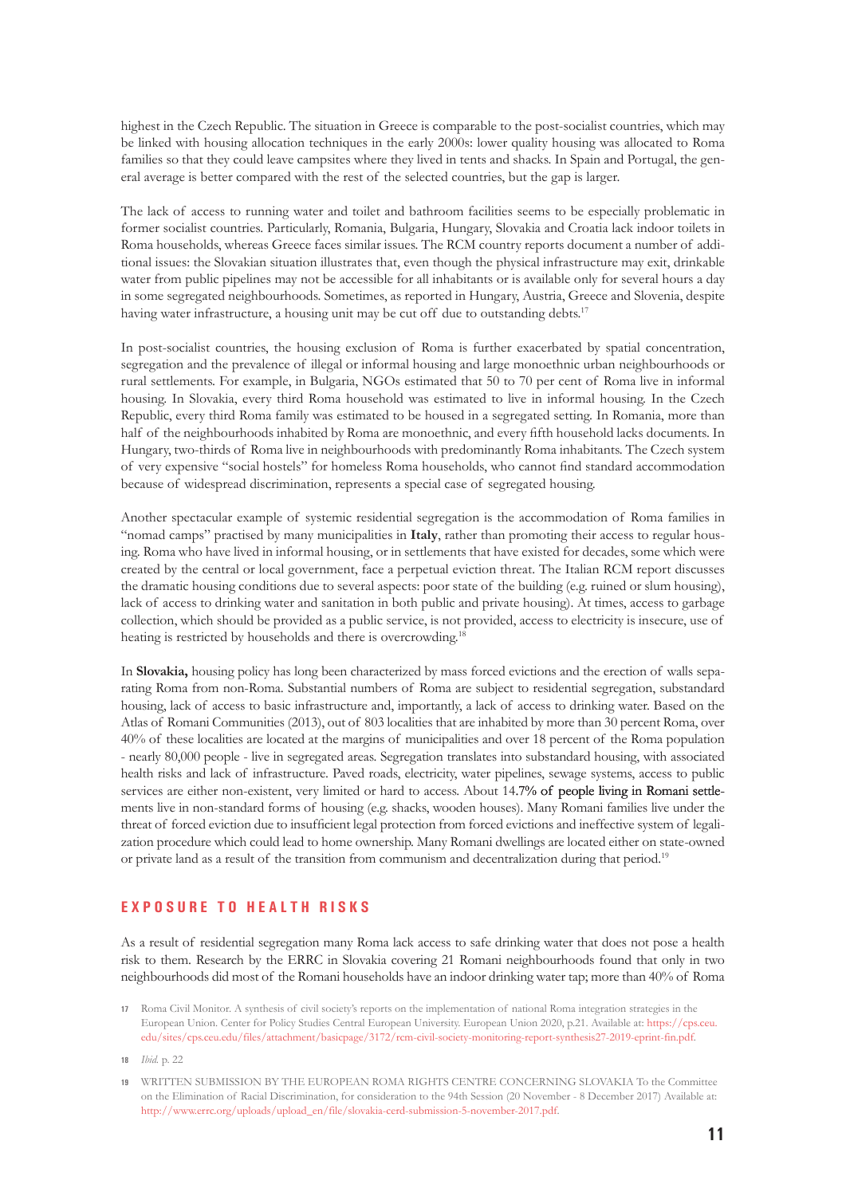highest in the Czech Republic. The situation in Greece is comparable to the post-socialist countries, which may be linked with housing allocation techniques in the early 2000s: lower quality housing was allocated to Roma families so that they could leave campsites where they lived in tents and shacks. In Spain and Portugal, the general average is better compared with the rest of the selected countries, but the gap is larger.

The lack of access to running water and toilet and bathroom facilities seems to be especially problematic in former socialist countries. Particularly, Romania, Bulgaria, Hungary, Slovakia and Croatia lack indoor toilets in Roma households, whereas Greece faces similar issues. The RCM country reports document a number of additional issues: the Slovakian situation illustrates that, even though the physical infrastructure may exit, drinkable water from public pipelines may not be accessible for all inhabitants or is available only for several hours a day in some segregated neighbourhoods. Sometimes, as reported in Hungary, Austria, Greece and Slovenia, despite having water infrastructure, a housing unit may be cut off due to outstanding debts.[17]

In post-socialist countries, the housing exclusion of Roma is further exacerbated by spatial concentration, segregation and the prevalence of illegal or informal housing and large monoethnic urban neighbourhoods or rural settlements. For example, in Bulgaria, NGOs estimated that 50 to 70 per cent of Roma live in informal housing. In Slovakia, every third Roma household was estimated to live in informal housing. In the Czech Republic, every third Roma family was estimated to be housed in a segregated setting. In Romania, more than half of the neighbourhoods inhabited by Roma are monoethnic, and every fifth household lacks documents. In Hungary, two-thirds of Roma live in neighbourhoods with predominantly Roma inhabitants. The Czech system of very expensive "social hostels" for homeless Roma households, who cannot find standard accommodation because of widespread discrimination, represents a special case of segregated housing.

Another spectacular example of systemic residential segregation is the accommodation of Roma families in "nomad camps" practised by many municipalities in **Italy**, rather than promoting their access to regular housing. Roma who have lived in informal housing, or in settlements that have existed for decades, some which were created by the central or local government, face a perpetual eviction threat. The Italian RCM report discusses the dramatic housing conditions due to several aspects: poor state of the building (e.g. ruined or slum housing), lack of access to drinking water and sanitation in both public and private housing). At times, access to garbage collection, which should be provided as a public service, is not provided, access to electricity is insecure, use of heating is restricted by households and there is overcrowding.[18]

In **Slovakia,** housing policy has long been characterized by mass forced evictions and the erection of walls separating Roma from non-Roma. Substantial numbers of Roma are subject to residential segregation, substandard housing, lack of access to basic infrastructure and, importantly, a lack of access to drinking water. Based on the Atlas of Romani Communities (2013), out of 803 localities that are inhabited by more than 30 percent Roma, over 40% of these localities are located at the margins of municipalities and over 18 percent of the Roma population - nearly 80,000 people - live in segregated areas. Segregation translates into substandard housing, with associated health risks and lack of infrastructure. Paved roads, electricity, water pipelines, sewage systems, access to public services are either non-existent, very limited or hard to access. About 14.7% of people living in Romani settlements live in non-standard forms of housing (e.g. shacks, wooden houses). Many Romani families live under the threat of forced eviction due to insufficient legal protection from forced evictions and ineffective system of legalization procedure which could lead to home ownership. Many Romani dwellings are located either on state-owned or private land as a result of the transition from communism and decentralization during that period.[19]

## EXPOSURE TO HEALTH RISKS

As a result of residential segregation many Roma lack access to safe drinking water that does not pose a health risk to them. Research by the ERRC in Slovakia covering 21 Romani neighbourhoods found that only in two neighbourhoods did most of the Romani households have an indoor drinking water tap; more than 40% of Roma

17 Roma Civil Monitor. A synthesis of civil society's reports on the implementation of national Roma integration strategies in the European Union. Center for Policy Studies Central European University. European Union 2020, p.21. Available at: https://cps.ceu.edu/sites/cps.ceu.edu/files/attachment/basicpage/3172/rcm-civil-society-monitoring-report-synthesis27-2019-eprint-fin.pdf.

18 *Ibid.* p. 22

19 WRITTEN SUBMISSION BY THE EUROPEAN ROMA RIGHTS CENTRE CONCERNING SLOVAKIA To the Committee on the Elimination of Racial Discrimination, for consideration to the 94th Session (20 November - 8 December 2017) Available at: http://www.errc.org/uploads/upload_en/file/slovakia-cerd-submission-5-november-2017.pdf.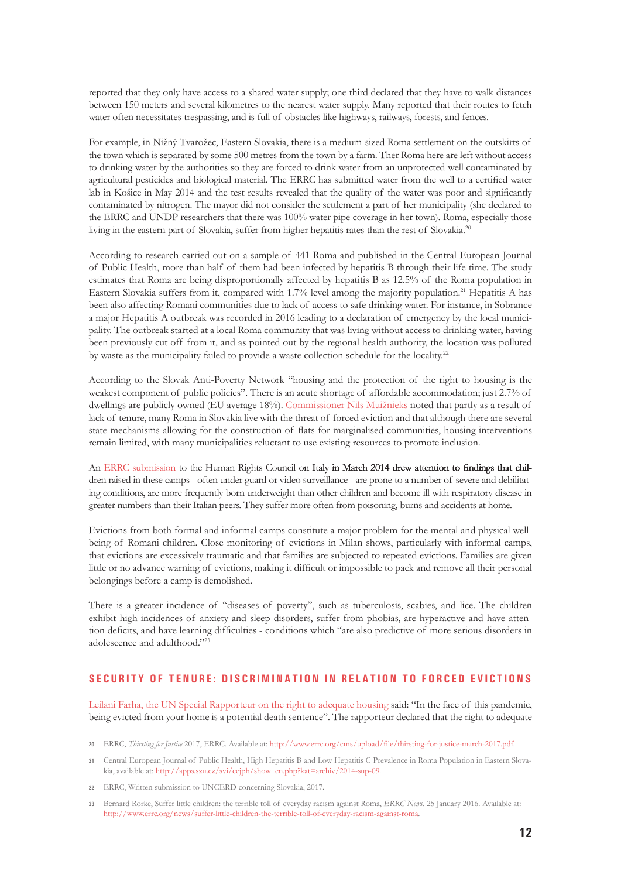reported that they only have access to a shared water supply; one third declared that they have to walk distances between 150 meters and several kilometres to the nearest water supply. Many reported that their routes to fetch water often necessitates trespassing, and is full of obstacles like highways, railways, forests, and fences.

For example, in Nižný Tvarožec, Eastern Slovakia, there is a medium-sized Roma settlement on the outskirts of the town which is separated by some 500 metres from the town by a farm. Ther Roma here are left without access to drinking water by the authorities so they are forced to drink water from an unprotected well contaminated by agricultural pesticides and biological material. The ERRC has submitted water from the well to a certified water lab in Košice in May 2014 and the test results revealed that the quality of the water was poor and significantly contaminated by nitrogen. The mayor did not consider the settlement a part of her municipality (she declared to the ERRC and UNDP researchers that there was 100% water pipe coverage in her town). Roma, especially those living in the eastern part of Slovakia, suffer from higher hepatitis rates than the rest of Slovakia.[20]

According to research carried out on a sample of 441 Roma and published in the Central European Journal of Public Health, more than half of them had been infected by hepatitis B through their life time. The study estimates that Roma are being disproportionally affected by hepatitis B as 12.5% of the Roma population in Eastern Slovakia suffers from it, compared with 1.7% level among the majority population.[21] Hepatitis A has been also affecting Romani communities due to lack of access to safe drinking water. For instance, in Sobrance a major Hepatitis A outbreak was recorded in 2016 leading to a declaration of emergency by the local municipality. The outbreak started at a local Roma community that was living without access to drinking water, having been previously cut off from it, and as pointed out by the regional health authority, the location was polluted by waste as the municipality failed to provide a waste collection schedule for the locality.[22]

According to the Slovak Anti-Poverty Network "housing and the protection of the right to housing is the weakest component of public policies". There is an acute shortage of affordable accommodation; just 2.7% of dwellings are publicly owned (EU average 18%). Commissioner Nils Muižnieks noted that partly as a result of lack of tenure, many Roma in Slovakia live with the threat of forced eviction and that although there are several state mechanisms allowing for the construction of flats for marginalised communities, housing interventions remain limited, with many municipalities reluctant to use existing resources to promote inclusion.

An ERRC submission to the Human Rights Council on Italy in March 2014 drew attention to findings that children raised in these camps - often under guard or video surveillance - are prone to a number of severe and debilitating conditions, are more frequently born underweight than other children and become ill with respiratory disease in greater numbers than their Italian peers. They suffer more often from poisoning, burns and accidents at home.

Evictions from both formal and informal camps constitute a major problem for the mental and physical wellbeing of Romani children. Close monitoring of evictions in Milan shows, particularly with informal camps, that evictions are excessively traumatic and that families are subjected to repeated evictions. Families are given little or no advance warning of evictions, making it difficult or impossible to pack and remove all their personal belongings before a camp is demolished.

There is a greater incidence of "diseases of poverty", such as tuberculosis, scabies, and lice. The children exhibit high incidences of anxiety and sleep disorders, suffer from phobias, are hyperactive and have attention deficits, and have learning difficulties - conditions which "are also predictive of more serious disorders in adolescence and adulthood."[23]

## SECURITY OF TENURE: DISCRIMINATION IN RELATION TO FORCED EVICTIONS

Leilani Farha, the UN Special Rapporteur on the right to adequate housing said: "In the face of this pandemic, being evicted from your home is a potential death sentence". The rapporteur declared that the right to adequate

---

[20] ERRC, *Thirsting for Justice* 2017, ERRC. Available at: http://www.errc.org/cms/upload/file/thirsting-for-justice-march-2017.pdf.

[21] Central European Journal of Public Health, High Hepatitis B and Low Hepatitis C Prevalence in Roma Population in Eastern Slovakia, available at: http://apps.szu.cz/svi/cejph/show_en.php?kat=archiv/2014-sup-09.

[22] ERRC, Written submission to UNCERD concerning Slovakia, 2017.

[23] Bernard Rorke, Suffer little children: the terrible toll of everyday racism against Roma, *ERRC News*. 25 January 2016. Available at: http://www.errc.org/news/suffer-little-children-the-terrible-toll-of-everyday-racism-against-roma.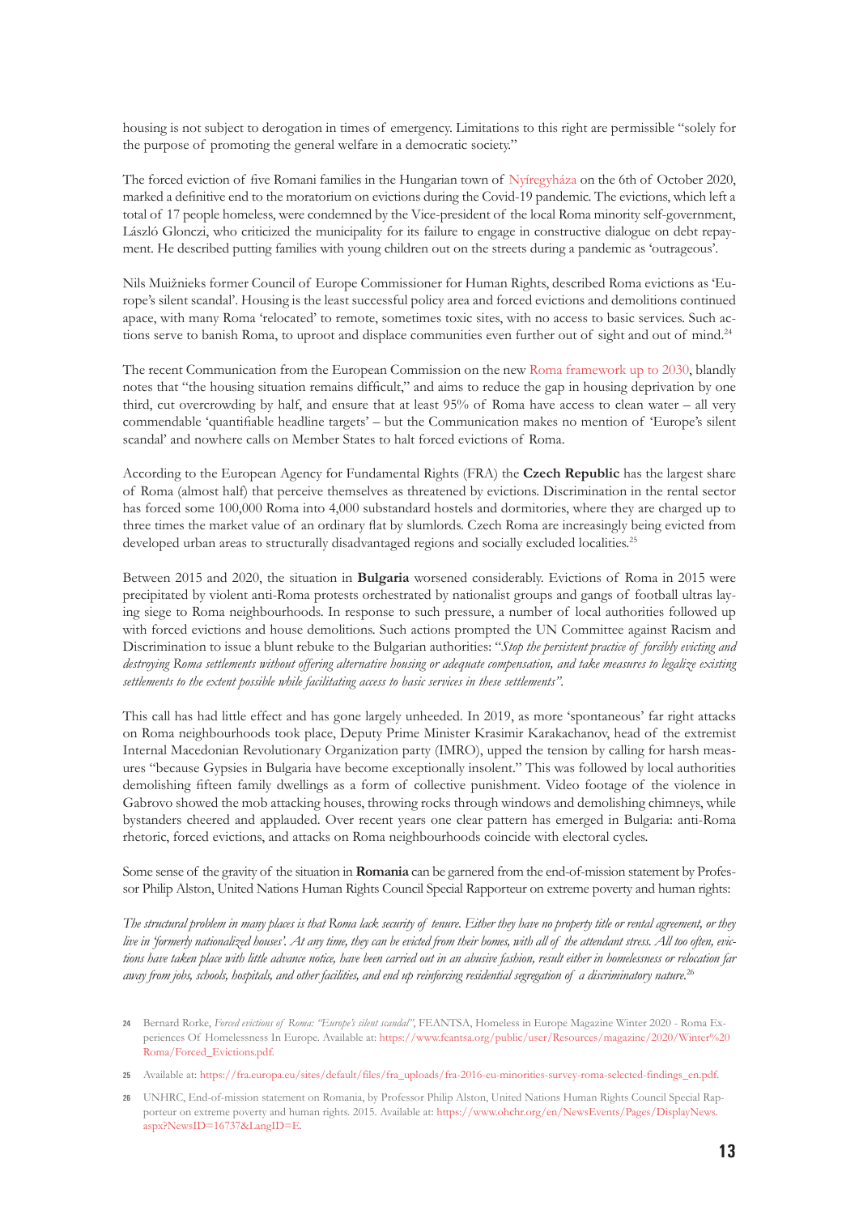housing is not subject to derogation in times of emergency. Limitations to this right are permissible "solely for the purpose of promoting the general welfare in a democratic society."

The forced eviction of five Romani families in the Hungarian town of Nyíregyháza on the 6th of October 2020, marked a definitive end to the moratorium on evictions during the Covid-19 pandemic. The evictions, which left a total of 17 people homeless, were condemned by the Vice-president of the local Roma minority self-government, László Glonczi, who criticized the municipality for its failure to engage in constructive dialogue on debt repayment. He described putting families with young children out on the streets during a pandemic as 'outrageous'.

Nils Muižnieks former Council of Europe Commissioner for Human Rights, described Roma evictions as 'Europe's silent scandal'. Housing is the least successful policy area and forced evictions and demolitions continued apace, with many Roma 'relocated' to remote, sometimes toxic sites, with no access to basic services. Such actions serve to banish Roma, to uproot and displace communities even further out of sight and out of mind.[24]

The recent Communication from the European Commission on the new Roma framework up to 2030, blandly notes that "the housing situation remains difficult," and aims to reduce the gap in housing deprivation by one third, cut overcrowding by half, and ensure that at least 95% of Roma have access to clean water – all very commendable 'quantifiable headline targets' – but the Communication makes no mention of 'Europe's silent scandal' and nowhere calls on Member States to halt forced evictions of Roma.

According to the European Agency for Fundamental Rights (FRA) the **Czech Republic** has the largest share of Roma (almost half) that perceive themselves as threatened by evictions. Discrimination in the rental sector has forced some 100,000 Roma into 4,000 substandard hostels and dormitories, where they are charged up to three times the market value of an ordinary flat by slumlords. Czech Roma are increasingly being evicted from developed urban areas to structurally disadvantaged regions and socially excluded localities.[25]

Between 2015 and 2020, the situation in **Bulgaria** worsened considerably. Evictions of Roma in 2015 were precipitated by violent anti-Roma protests orchestrated by nationalist groups and gangs of football ultras laying siege to Roma neighbourhoods. In response to such pressure, a number of local authorities followed up with forced evictions and house demolitions. Such actions prompted the UN Committee against Racism and Discrimination to issue a blunt rebuke to the Bulgarian authorities: "*Stop the persistent practice of forcibly evicting and destroying Roma settlements without offering alternative housing or adequate compensation, and take measures to legalize existing settlements to the extent possible while facilitating access to basic services in these settlements".*

This call has had little effect and has gone largely unheeded. In 2019, as more 'spontaneous' far right attacks on Roma neighbourhoods took place, Deputy Prime Minister Krasimir Karakachanov, head of the extremist Internal Macedonian Revolutionary Organization party (IMRO), upped the tension by calling for harsh measures "because Gypsies in Bulgaria have become exceptionally insolent." This was followed by local authorities demolishing fifteen family dwellings as a form of collective punishment. Video footage of the violence in Gabrovo showed the mob attacking houses, throwing rocks through windows and demolishing chimneys, while bystanders cheered and applauded. Over recent years one clear pattern has emerged in Bulgaria: anti-Roma rhetoric, forced evictions, and attacks on Roma neighbourhoods coincide with electoral cycles.

Some sense of the gravity of the situation in **Romania** can be garnered from the end-of-mission statement by Professor Philip Alston, United Nations Human Rights Council Special Rapporteur on extreme poverty and human rights:

*The structural problem in many places is that Roma lack security of tenure. Either they have no property title or rental agreement, or they live in 'formerly nationalized houses'. At any time, they can be evicted from their homes, with all of the attendant stress. All too often, evictions have taken place with little advance notice, have been carried out in an abusive fashion, result either in homelessness or relocation far away from jobs, schools, hospitals, and other facilities, and end up reinforcing residential segregation of a discriminatory nature.*[26]

---

24 Bernard Rorke, *Forced evictions of Roma: "Europe's silent scandal"*, FEANTSA, Homeless in Europe Magazine Winter 2020 - Roma Experiences Of Homelessness In Europe. Available at: https://www.feantsa.org/public/user/Resources/magazine/2020/Winter%20Roma/Forced_Evictions.pdf.

25 Available at: https://fra.europa.eu/sites/default/files/fra_uploads/fra-2016-eu-minorities-survey-roma-selected-findings_en.pdf.

26 UNHRC, End-of-mission statement on Romania, by Professor Philip Alston, United Nations Human Rights Council Special Rapporteur on extreme poverty and human rights. 2015. Available at: https://www.ohchr.org/en/NewsEvents/Pages/DisplayNews.aspx?NewsID=16737&LangID=E.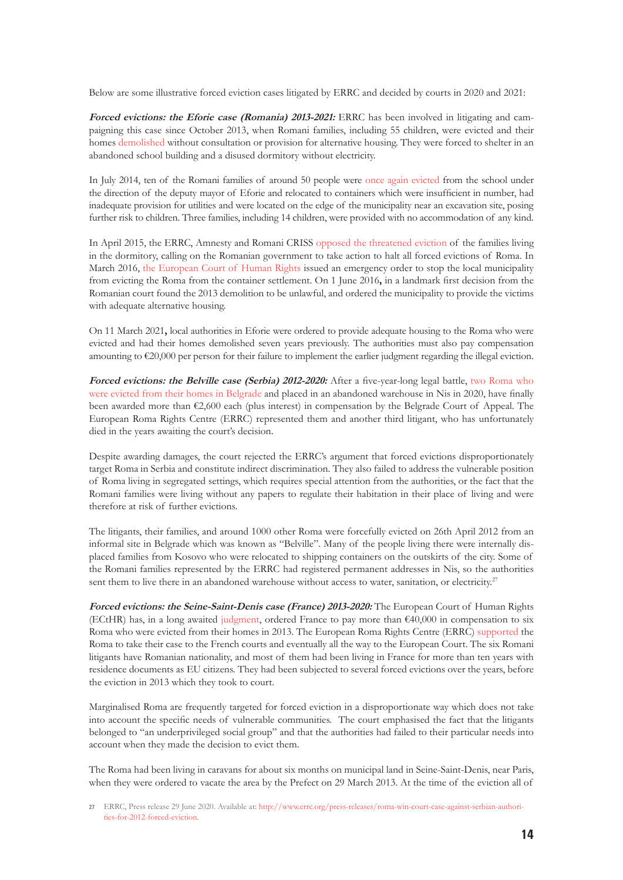Below are some illustrative forced eviction cases litigated by ERRC and decided by courts in 2020 and 2021:

***Forced evictions: the Eforie case (Romania) 2013-2021:*** ERRC has been involved in litigating and campaigning this case since October 2013, when Romani families, including 55 children, were evicted and their homes demolished without consultation or provision for alternative housing. They were forced to shelter in an abandoned school building and a disused dormitory without electricity.

In July 2014, ten of the Romani families of around 50 people were once again evicted from the school under the direction of the deputy mayor of Eforie and relocated to containers which were insufficient in number, had inadequate provision for utilities and were located on the edge of the municipality near an excavation site, posing further risk to children. Three families, including 14 children, were provided with no accommodation of any kind.

In April 2015, the ERRC, Amnesty and Romani CRISS opposed the threatened eviction of the families living in the dormitory, calling on the Romanian government to take action to halt all forced evictions of Roma. In March 2016, the European Court of Human Rights issued an emergency order to stop the local municipality from evicting the Roma from the container settlement. On 1 June 2016**,** in a landmark first decision from the Romanian court found the 2013 demolition to be unlawful, and ordered the municipality to provide the victims with adequate alternative housing.

On 11 March 2021**,** local authorities in Eforie were ordered to provide adequate housing to the Roma who were evicted and had their homes demolished seven years previously. The authorities must also pay compensation amounting to €20,000 per person for their failure to implement the earlier judgment regarding the illegal eviction.

***Forced evictions: the Belville case (Serbia) 2012-2020:*** After a five-year-long legal battle, two Roma who were evicted from their homes in Belgrade and placed in an abandoned warehouse in Nis in 2020, have finally been awarded more than €2,600 each (plus interest) in compensation by the Belgrade Court of Appeal. The European Roma Rights Centre (ERRC) represented them and another third litigant, who has unfortunately died in the years awaiting the court's decision.

Despite awarding damages, the court rejected the ERRC's argument that forced evictions disproportionately target Roma in Serbia and constitute indirect discrimination. They also failed to address the vulnerable position of Roma living in segregated settings, which requires special attention from the authorities, or the fact that the Romani families were living without any papers to regulate their habitation in their place of living and were therefore at risk of further evictions.

The litigants, their families, and around 1000 other Roma were forcefully evicted on 26th April 2012 from an informal site in Belgrade which was known as "Belville". Many of the people living there were internally displaced families from Kosovo who were relocated to shipping containers on the outskirts of the city. Some of the Romani families represented by the ERRC had registered permanent addresses in Nis, so the authorities sent them to live there in an abandoned warehouse without access to water, sanitation, or electricity.[27]

***Forced evictions: the Seine-Saint-Denis case (France) 2013-2020:*** The European Court of Human Rights (ECtHR) has, in a long awaited judgment, ordered France to pay more than €40,000 in compensation to six Roma who were evicted from their homes in 2013. The European Roma Rights Centre (ERRC) supported the Roma to take their case to the French courts and eventually all the way to the European Court. The six Romani litigants have Romanian nationality, and most of them had been living in France for more than ten years with residence documents as EU citizens. They had been subjected to several forced evictions over the years, before the eviction in 2013 which they took to court.

Marginalised Roma are frequently targeted for forced eviction in a disproportionate way which does not take into account the specific needs of vulnerable communities. The court emphasised the fact that the litigants belonged to "an underprivileged social group" and that the authorities had failed to their particular needs into account when they made the decision to evict them.

The Roma had been living in caravans for about six months on municipal land in Seine-Saint-Denis, near Paris, when they were ordered to vacate the area by the Prefect on 29 March 2013. At the time of the eviction all of

27 ERRC, Press release 29 June 2020. Available at: http://www.errc.org/press-releases/roma-win-court-case-against-serbian-authorities-for-2012-forced-eviction.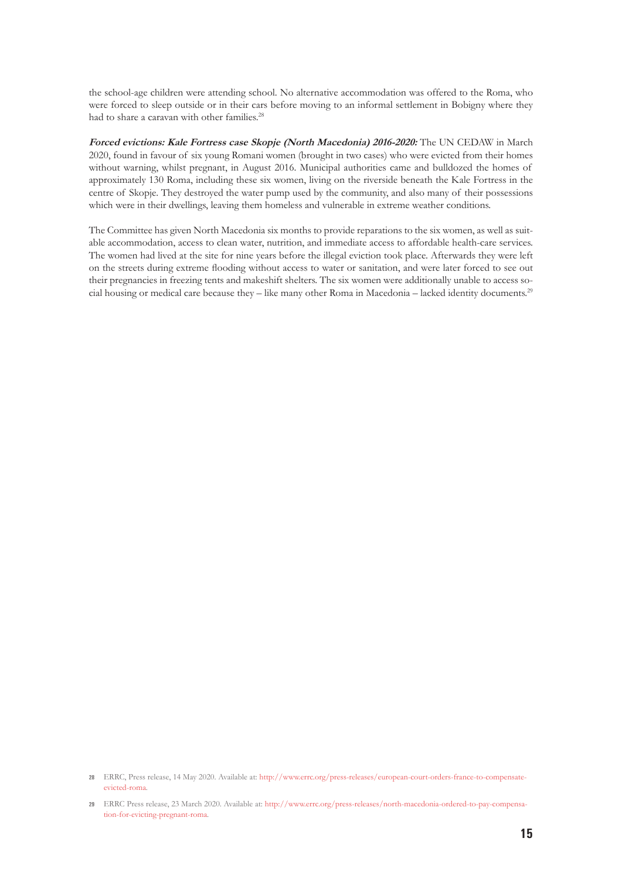the school-age children were attending school. No alternative accommodation was offered to the Roma, who were forced to sleep outside or in their cars before moving to an informal settlement in Bobigny where they had to share a caravan with other families.[28]

***Forced evictions: Kale Fortress case Skopje (North Macedonia) 2016-2020:*** The UN CEDAW in March 2020, found in favour of six young Romani women (brought in two cases) who were evicted from their homes without warning, whilst pregnant, in August 2016. Municipal authorities came and bulldozed the homes of approximately 130 Roma, including these six women, living on the riverside beneath the Kale Fortress in the centre of Skopje. They destroyed the water pump used by the community, and also many of their possessions which were in their dwellings, leaving them homeless and vulnerable in extreme weather conditions.

The Committee has given North Macedonia six months to provide reparations to the six women, as well as suitable accommodation, access to clean water, nutrition, and immediate access to affordable health-care services. The women had lived at the site for nine years before the illegal eviction took place. Afterwards they were left on the streets during extreme flooding without access to water or sanitation, and were later forced to see out their pregnancies in freezing tents and makeshift shelters. The six women were additionally unable to access social housing or medical care because they – like many other Roma in Macedonia – lacked identity documents.[29]

---

28 ERRC, Press release, 14 May 2020. Available at: http://www.errc.org/press-releases/european-court-orders-france-to-compensate-evicted-roma.

29 ERRC Press release, 23 March 2020. Available at: http://www.errc.org/press-releases/north-macedonia-ordered-to-pay-compensation-for-evicting-pregnant-roma.